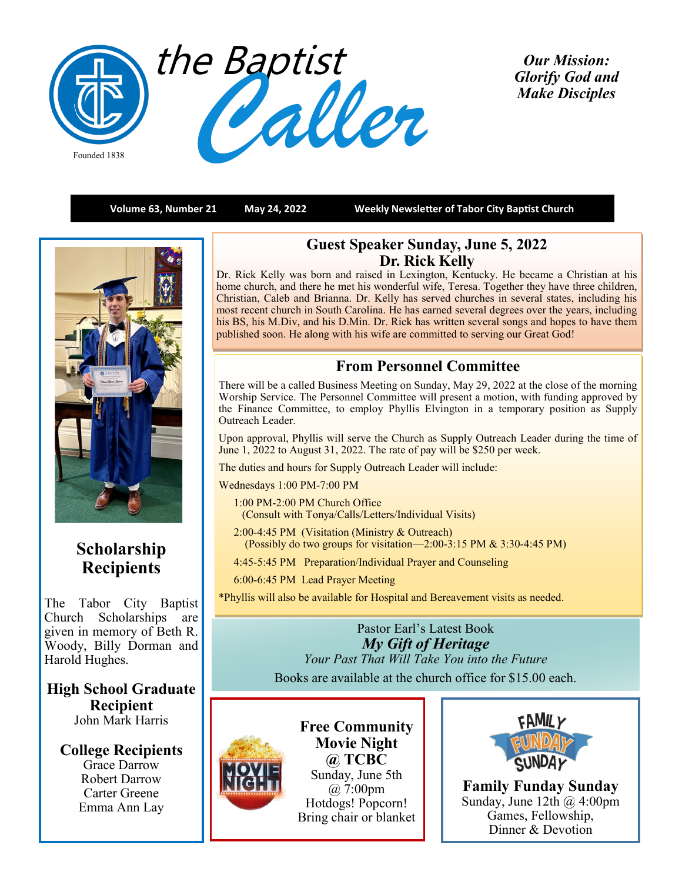# the Baptist Caller

Founded 1838

***Our Mission: Glorify God and Make Disciples***

**Volume 63, Number 21 | May 24, 2022 | Weekly Newsletter of Tabor City Baptist Church**

## Scholarship Recipients

The Tabor City Baptist Church Scholarships are given in memory of Beth R. Woody, Billy Dorman and Harold Hughes.

**High School Graduate Recipient**
John Mark Harris

**College Recipients**
Grace Darrow
Robert Darrow
Carter Greene
Emma Ann Lay

## Guest Speaker Sunday, June 5, 2022
## Dr. Rick Kelly

Dr. Rick Kelly was born and raised in Lexington, Kentucky. He became a Christian at his home church, and there he met his wonderful wife, Teresa. Together they have three children, Christian, Caleb and Brianna. Dr. Kelly has served churches in several states, including his most recent church in South Carolina. He has earned several degrees over the years, including his BS, his M.Div, and his D.Min. Dr. Rick has written several songs and hopes to have them published soon. He along with his wife are committed to serving our Great God!

## From Personnel Committee

There will be a called Business Meeting on Sunday, May 29, 2022 at the close of the morning Worship Service. The Personnel Committee will present a motion, with funding approved by the Finance Committee, to employ Phyllis Elvington in a temporary position as Supply Outreach Leader.

Upon approval, Phyllis will serve the Church as Supply Outreach Leader during the time of June 1, 2022 to August 31, 2022. The rate of pay will be $250 per week.

The duties and hours for Supply Outreach Leader will include:

Wednesdays 1:00 PM-7:00 PM

- 1:00 PM-2:00 PM Church Office
  (Consult with Tonya/Calls/Letters/Individual Visits)
- 2:00-4:45 PM (Visitation (Ministry & Outreach)
  (Possibly do two groups for visitation—2:00-3:15 PM & 3:30-4:45 PM)
- 4:45-5:45 PM Preparation/Individual Prayer and Counseling
- 6:00-6:45 PM Lead Prayer Meeting

*Phyllis will also be available for Hospital and Bereavement visits as needed.

Pastor Earl's Latest Book
***My Gift of Heritage***
*Your Past That Will Take You into the Future*
Books are available at the church office for $15.00 each.

**Free Community Movie Night @ TCBC**
Sunday, June 5th @ 7:00pm
Hotdogs! Popcorn!
Bring chair or blanket

**Family Funday Sunday**
Sunday, June 12th @ 4:00pm
Games, Fellowship, Dinner & Devotion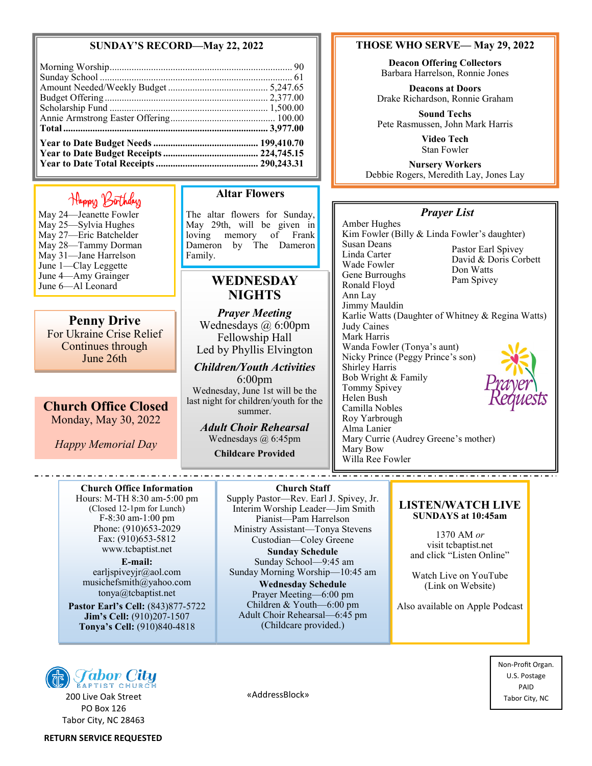## SUNDAY'S RECORD—May 22, 2022

| | |
|---|---|
| Morning Worship | 90 |
| Sunday School | 61 |
| Amount Needed/Weekly Budget | 5,247.65 |
| Budget Offering | 2,377.00 |
| Scholarship Fund | 1,500.00 |
| Annie Armstrong Easter Offering | 100.00 |
| **Total** | **3,977.00** |
| **Year to Date Budget Needs** | **199,410.70** |
| **Year to Date Budget Receipts** | **224,745.15** |
| **Year to Date Total Receipts** | **290,243.31** |

## Happy Birthday

May 24—Jeanette Fowler
May 25—Sylvia Hughes
May 27—Eric Batchelder
May 28—Tammy Dorman
May 31—Jane Harrelson
June 1—Clay Leggette
June 4—Amy Grainger
June 6—Al Leonard

## Penny Drive

For Ukraine Crise Relief Continues through June 26th

## Church Office Closed

Monday, May 30, 2022

*Happy Memorial Day*

## Altar Flowers

The altar flowers for Sunday, May 29th, will be given in loving memory of Frank Dameron by The Dameron Family.

## WEDNESDAY NIGHTS

***Prayer Meeting***
Wednesdays @ 6:00pm
Fellowship Hall
Led by Phyllis Elvington

***Children/Youth Activities***
6:00pm
Wednesday, June 1st will be the last night for children/youth for the summer.

***Adult Choir Rehearsal***
Wednesdays @ 6:45pm

**Childcare Provided**

## THOSE WHO SERVE— May 29, 2022

**Deacon Offering Collectors**
Barbara Harrelson, Ronnie Jones

**Deacons at Doors**
Drake Richardson, Ronnie Graham

**Sound Techs**
Pete Rasmussen, John Mark Harris

**Video Tech**
Stan Fowler

**Nursery Workers**
Debbie Rogers, Meredith Lay, Jones Lay

## *Prayer List*

Amber Hughes
Kim Fowler (Billy & Linda Fowler's daughter)
Susan Deans
Linda Carter
Wade Fowler
Gene Burroughs
Ronald Floyd
Ann Lay
Jimmy Mauldin
Karlie Watts (Daughter of Whitney & Regina Watts)
Judy Caines
Mark Harris
Wanda Fowler (Tonya's aunt)
Nicky Prince (Peggy Prince's son)
Shirley Harris
Bob Wright & Family
Tommy Spivey
Helen Bush
Camilla Nobles
Roy Yarbrough
Alma Lanier
Mary Currie (Audrey Greene's mother)
Mary Bow
Willa Ree Fowler

Pastor Earl Spivey
David & Doris Corbett
Don Watts
Pam Spivey

Prayer Requests

---

**Church Office Information**
Hours: M-TH 8:30 am-5:00 pm
(Closed 12-1pm for Lunch)
F-8:30 am-1:00 pm
Phone: (910)653-2029
Fax: (910)653-5812
www.tcbaptist.net

**E-mail:**
earljspiveyjr@aol.com
musichefsmith@yahoo.com
tonya@tcbaptist.net

**Pastor Earl's Cell:** (843)877-5722
**Jim's Cell:** (910)207-1507
**Tonya's Cell:** (910)840-4818

**Church Staff**
Supply Pastor—Rev. Earl J. Spivey, Jr.
Interim Worship Leader—Jim Smith
Pianist—Pam Harrelson
Ministry Assistant—Tonya Stevens
Custodian—Coley Greene

**Sunday Schedule**
Sunday School—9:45 am
Sunday Morning Worship—10:45 am

**Wednesday Schedule**
Prayer Meeting—6:00 pm
Children & Youth—6:00 pm
Adult Choir Rehearsal—6:45 pm
(Childcare provided.)

**LISTEN/WATCH LIVE**
**SUNDAYS at 10:45am**

1370 AM *or*
visit tcbaptist.net
and click "Listen Online"

Watch Live on YouTube
(Link on Website)

Also available on Apple Podcast

Tabor City
BAPTIST CHURCH
200 Live Oak Street
PO Box 126
Tabor City, NC 28463

**RETURN SERVICE REQUESTED**

«AddressBlock»

Non-Profit Organ.
U.S. Postage
PAID
Tabor City, NC